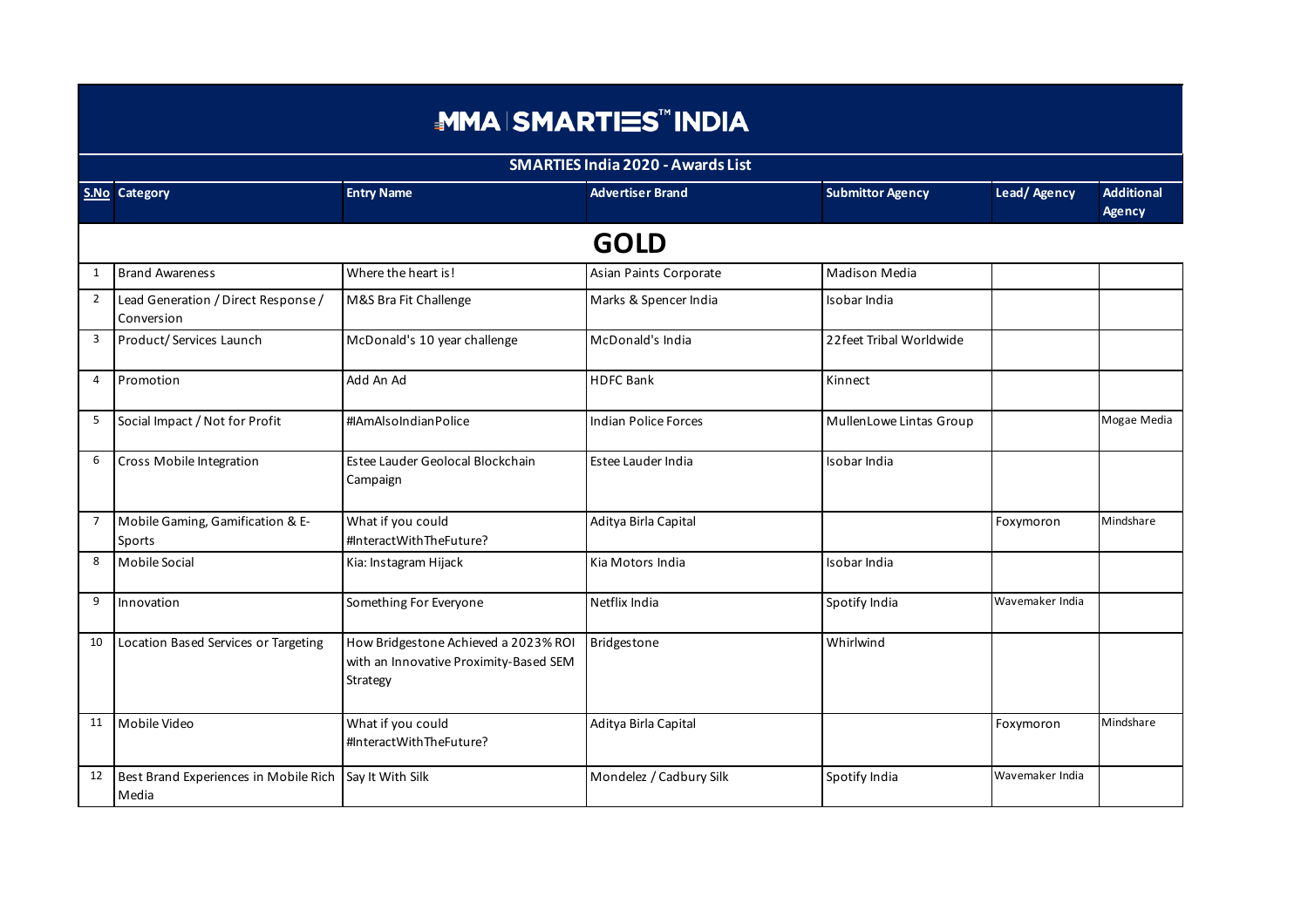# MMA | SMARTIES™ INDIA

## SMARTIES India 2020 - Awards List

| S.No | Category | Entry Name | Advertiser Brand | Submittor Agency | Lead/ Agency | Additional Agency |
|---|---|---|---|---|---|---|
| **GOLD** | | | | | | |
| 1 | Brand Awareness | Where the heart is! | Asian Paints Corporate | Madison Media | | |
| 2 | Lead Generation / Direct Response / Conversion | M&S Bra Fit Challenge | Marks & Spencer India | Isobar India | | |
| 3 | Product/ Services Launch | McDonald's 10 year challenge | McDonald's India | 22feet Tribal Worldwide | | |
| 4 | Promotion | Add An Ad | HDFC Bank | Kinnect | | |
| 5 | Social Impact / Not for Profit | #IAmAlsoIndianPolice | Indian Police Forces | MullenLowe Lintas Group | | Mogae Media |
| 6 | Cross Mobile Integration | Estee Lauder Geolocal Blockchain Campaign | Estee Lauder India | Isobar India | | |
| 7 | Mobile Gaming, Gamification & E-Sports | What if you could #InteractWithTheFuture? | Aditya Birla Capital | | Foxymoron | Mindshare |
| 8 | Mobile Social | Kia: Instagram Hijack | Kia Motors India | Isobar India | | |
| 9 | Innovation | Something For Everyone | Netflix India | Spotify India | Wavemaker India | |
| 10 | Location Based Services or Targeting | How Bridgestone Achieved a 2023% ROI with an Innovative Proximity-Based SEM Strategy | Bridgestone | Whirlwind | | |
| 11 | Mobile Video | What if you could #InteractWithTheFuture? | Aditya Birla Capital | | Foxymoron | Mindshare |
| 12 | Best Brand Experiences in Mobile Rich Media | Say It With Silk | Mondelez / Cadbury Silk | Spotify India | Wavemaker India | |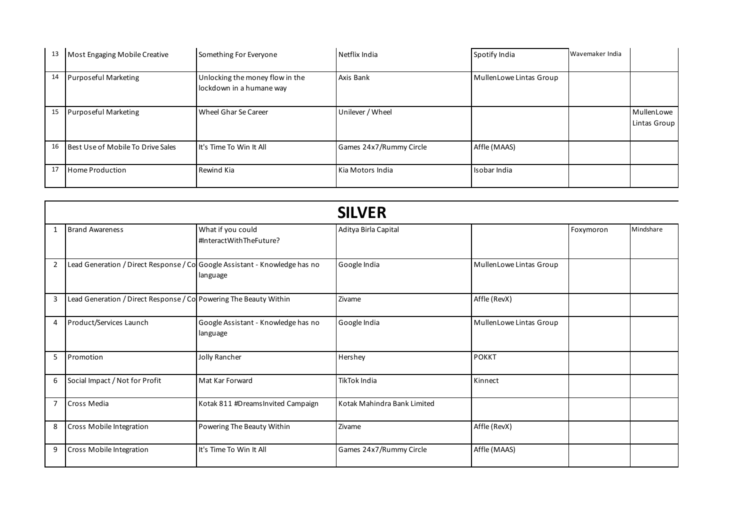| # | Category | Campaign | Brand | Agency | | |
|---|---|---|---|---|---|---|
| 13 | Most Engaging Mobile Creative | Something For Everyone | Netflix India | Spotify India | Wavemaker India | |
| 14 | Purposeful Marketing | Unlocking the money flow in the lockdown in a humane way | Axis Bank | MullenLowe Lintas Group | | |
| 15 | Purposeful Marketing | Wheel Ghar Se Career | Unilever / Wheel | | | MullenLowe Lintas Group |
| 16 | Best Use of Mobile To Drive Sales | It's Time To Win It All | Games 24x7/Rummy Circle | Affle (MAAS) | | |
| 17 | Home Production | Rewind Kia | Kia Motors India | Isobar India | | |

## SILVER

| # | Category | Campaign | Brand | Agency | | |
|---|---|---|---|---|---|---|
| 1 | Brand Awareness | What if you could #InteractWithTheFuture? | Aditya Birla Capital | | Foxymoron | Mindshare |
| 2 | Lead Generation / Direct Response / Co | Google Assistant - Knowledge has no language | Google India | MullenLowe Lintas Group | | |
| 3 | Lead Generation / Direct Response / Co | Powering The Beauty Within | Zivame | Affle (RevX) | | |
| 4 | Product/Services Launch | Google Assistant - Knowledge has no language | Google India | MullenLowe Lintas Group | | |
| 5 | Promotion | Jolly Rancher | Hershey | POKKT | | |
| 6 | Social Impact / Not for Profit | Mat Kar Forward | TikTok India | Kinnect | | |
| 7 | Cross Media | Kotak 811 #DreamsInvited Campaign | Kotak Mahindra Bank Limited | | | |
| 8 | Cross Mobile Integration | Powering The Beauty Within | Zivame | Affle (RevX) | | |
| 9 | Cross Mobile Integration | It's Time To Win It All | Games 24x7/Rummy Circle | Affle (MAAS) | | |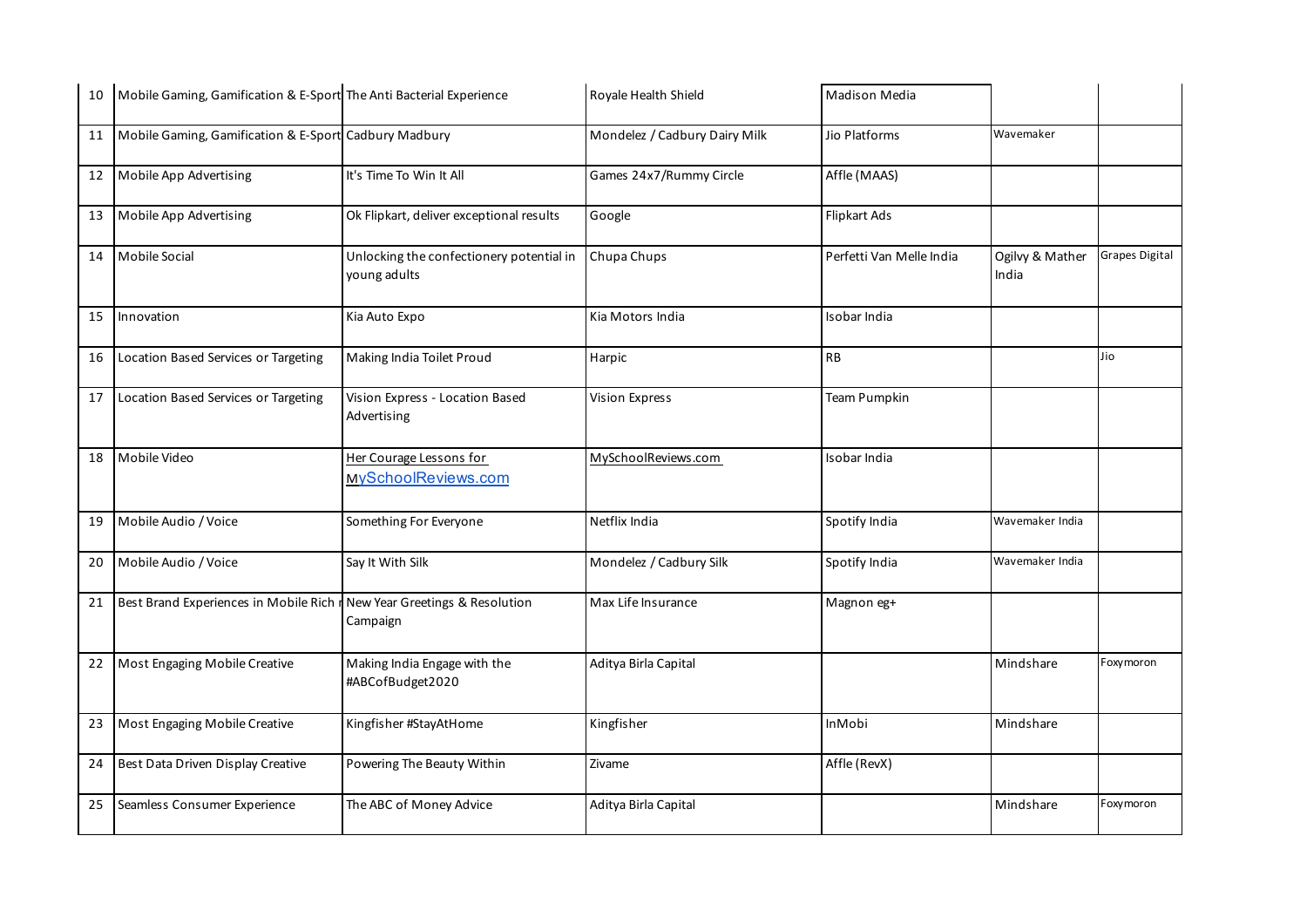| | | | | | | |
|---|---|---|---|---|---|---|
| 10 | Mobile Gaming, Gamification & E-Sport | The Anti Bacterial Experience | Royale Health Shield | Madison Media | | |
| 11 | Mobile Gaming, Gamification & E-Sport | Cadbury Madbury | Mondelez / Cadbury Dairy Milk | Jio Platforms | Wavemaker | |
| 12 | Mobile App Advertising | It's Time To Win It All | Games 24x7/Rummy Circle | Affle (MAAS) | | |
| 13 | Mobile App Advertising | Ok Flipkart, deliver exceptional results | Google | Flipkart Ads | | |
| 14 | Mobile Social | Unlocking the confectionery potential in young adults | Chupa Chups | Perfetti Van Melle India | Ogilvy & Mather India | Grapes Digital |
| 15 | Innovation | Kia Auto Expo | Kia Motors India | Isobar India | | |
| 16 | Location Based Services or Targeting | Making India Toilet Proud | Harpic | RB | | Jio |
| 17 | Location Based Services or Targeting | Vision Express - Location Based Advertising | Vision Express | Team Pumpkin | | |
| 18 | Mobile Video | Her Courage Lessons for MySchoolReviews.com | MySchoolReviews.com | Isobar India | | |
| 19 | Mobile Audio / Voice | Something For Everyone | Netflix India | Spotify India | Wavemaker India | |
| 20 | Mobile Audio / Voice | Say It With Silk | Mondelez / Cadbury Silk | Spotify India | Wavemaker India | |
| 21 | Best Brand Experiences in Mobile Rich | New Year Greetings & Resolution Campaign | Max Life Insurance | Magnon eg+ | | |
| 22 | Most Engaging Mobile Creative | Making India Engage with the #ABCofBudget2020 | Aditya Birla Capital | | Mindshare | Foxymoron |
| 23 | Most Engaging Mobile Creative | Kingfisher #StayAtHome | Kingfisher | InMobi | Mindshare | |
| 24 | Best Data Driven Display Creative | Powering The Beauty Within | Zivame | Affle (RevX) | | |
| 25 | Seamless Consumer Experience | The ABC of Money Advice | Aditya Birla Capital | | Mindshare | Foxymoron |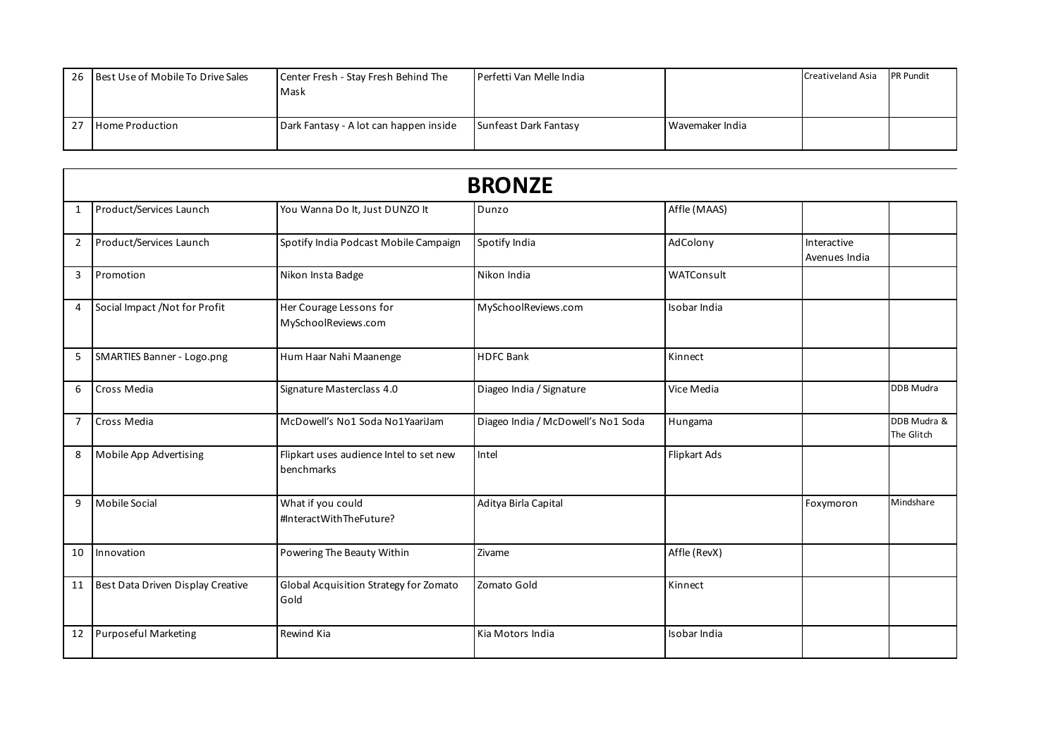| | | | | | | |
|---|---|---|---|---|---|---|
| 26 | Best Use of Mobile To Drive Sales | Center Fresh - Stay Fresh Behind The Mask | Perfetti Van Melle India | | Creativeland Asia | PR Pundit |
| 27 | Home Production | Dark Fantasy - A lot can happen inside | Sunfeast Dark Fantasy | Wavemaker India | | |

## BRONZE

| | | | | | | |
|---|---|---|---|---|---|---|
| 1 | Product/Services Launch | You Wanna Do It, Just DUNZO It | Dunzo | Affle (MAAS) | | |
| 2 | Product/Services Launch | Spotify India Podcast Mobile Campaign | Spotify India | AdColony | Interactive Avenues India | |
| 3 | Promotion | Nikon Insta Badge | Nikon India | WATConsult | | |
| 4 | Social Impact /Not for Profit | Her Courage Lessons for MySchoolReviews.com | MySchoolReviews.com | Isobar India | | |
| 5 | SMARTIES Banner - Logo.png | Hum Haar Nahi Maanenge | HDFC Bank | Kinnect | | |
| 6 | Cross Media | Signature Masterclass 4.0 | Diageo India / Signature | Vice Media | | DDB Mudra |
| 7 | Cross Media | McDowell's No1 Soda No1YaariJam | Diageo India / McDowell's No1 Soda | Hungama | | DDB Mudra & The Glitch |
| 8 | Mobile App Advertising | Flipkart uses audience Intel to set new benchmarks | Intel | Flipkart Ads | | |
| 9 | Mobile Social | What if you could #InteractWithTheFuture? | Aditya Birla Capital | | Foxymoron | Mindshare |
| 10 | Innovation | Powering The Beauty Within | Zivame | Affle (RevX) | | |
| 11 | Best Data Driven Display Creative | Global Acquisition Strategy for Zomato Gold | Zomato Gold | Kinnect | | |
| 12 | Purposeful Marketing | Rewind Kia | Kia Motors India | Isobar India | | |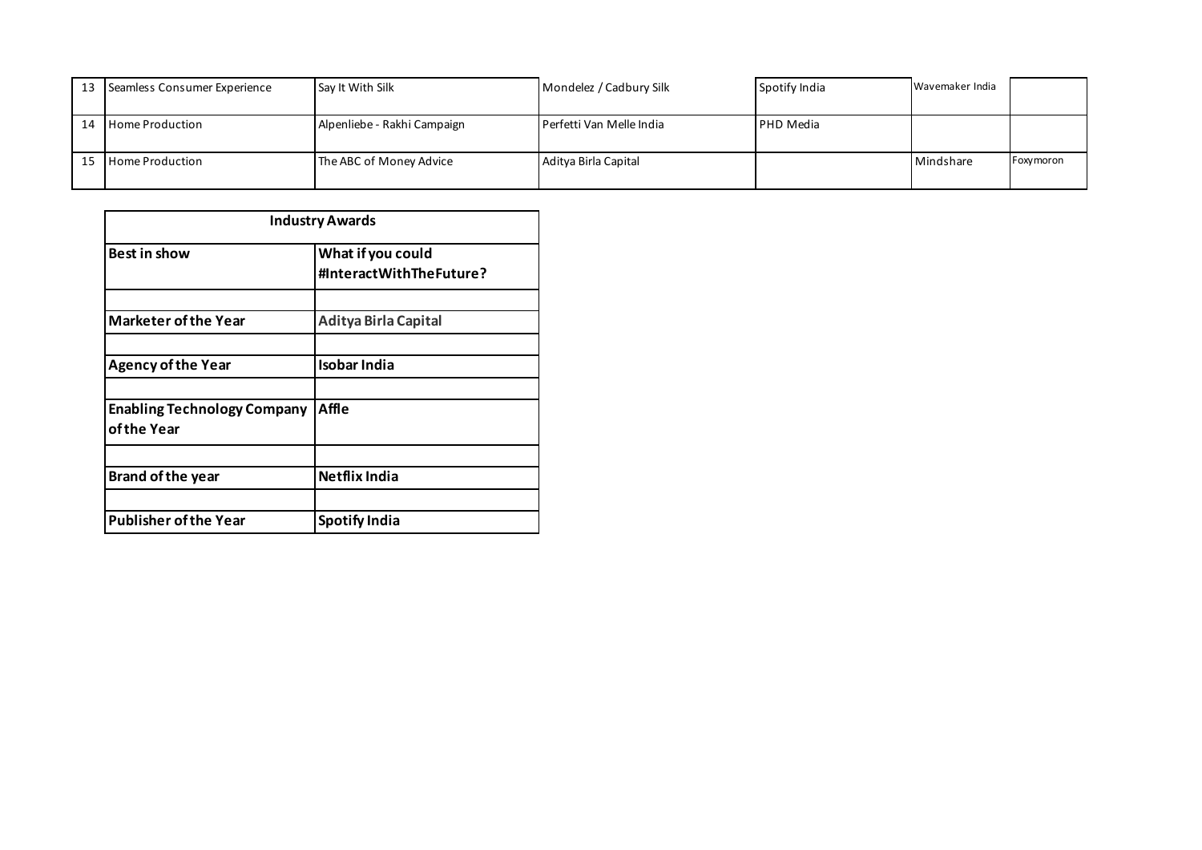| | | | | | | |
|---|---|---|---|---|---|---|
| 13 | Seamless Consumer Experience | Say It With Silk | Mondelez / Cadbury Silk | Spotify India | Wavemaker India | |
| 14 | Home Production | Alpenliebe - Rakhi Campaign | Perfetti Van Melle India | PHD Media | | |
| 15 | Home Production | The ABC of Money Advice | Aditya Birla Capital | | Mindshare | Foxymoron |

| **Industry Awards** | |
|---|---|
| **Best in show** | **What if you could #InteractWithTheFuture?** |
| | |
| **Marketer of the Year** | **Aditya Birla Capital** |
| | |
| **Agency of the Year** | **Isobar India** |
| | |
| **Enabling Technology Company of the Year** | **Affle** |
| | |
| **Brand of the year** | **Netflix India** |
| | |
| **Publisher of the Year** | **Spotify India** |